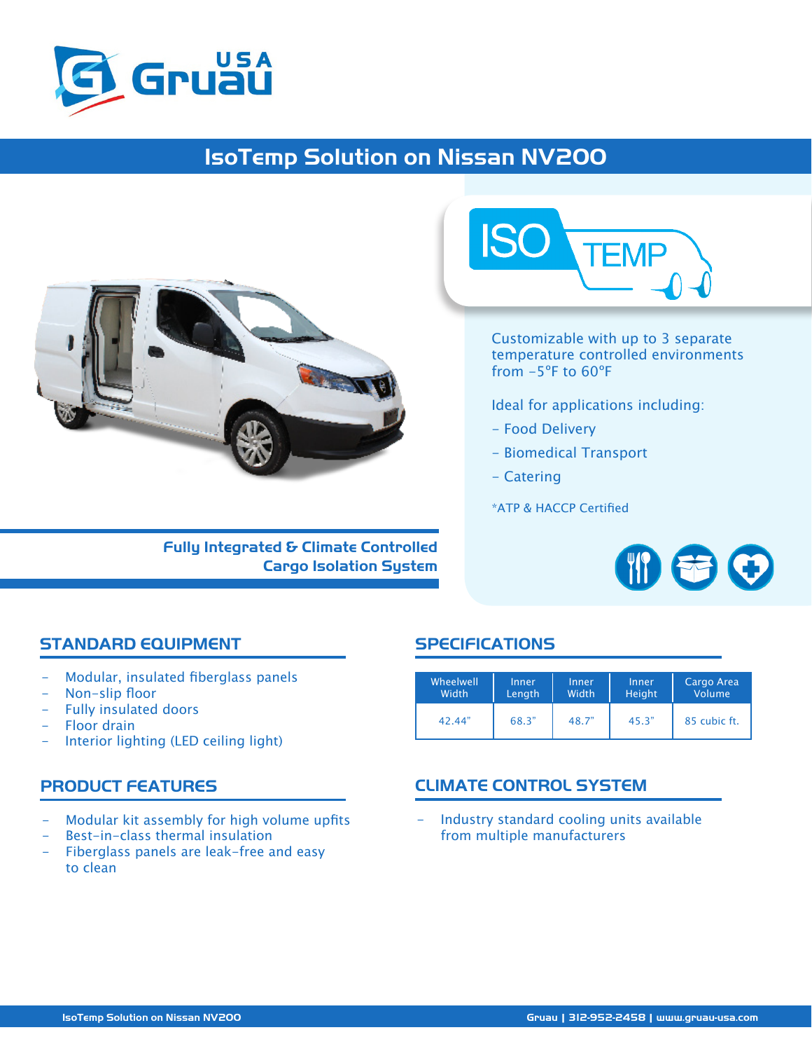Gruau USA

# IsoTemp Solution on Nissan NV200

ISO TEMP

Customizable with up to 3 separate temperature controlled environments from -5°F to 60°F

Ideal for applications including:

- Food Delivery
- Biomedical Transport
- Catering

*ATP & HACCP Certified

**Fully Integrated & Climate Controlled Cargo Isolation System**

## STANDARD EQUIPMENT

- Modular, insulated fiberglass panels
- Non-slip floor
- Fully insulated doors
- Floor drain
- Interior lighting (LED ceiling light)

## PRODUCT FEATURES

- Modular kit assembly for high volume upfits
- Best-in-class thermal insulation
- Fiberglass panels are leak-free and easy to clean

## SPECIFICATIONS

| Wheelwell Width | Inner Length | Inner Width | Inner Height | Cargo Area Volume |
|---|---|---|---|---|
| 42.44" | 68.3" | 48.7" | 45.3" | 85 cubic ft. |

## CLIMATE CONTROL SYSTEM

- Industry standard cooling units available from multiple manufacturers

Gruau | 312-952-2458 | www.gruau-usa.com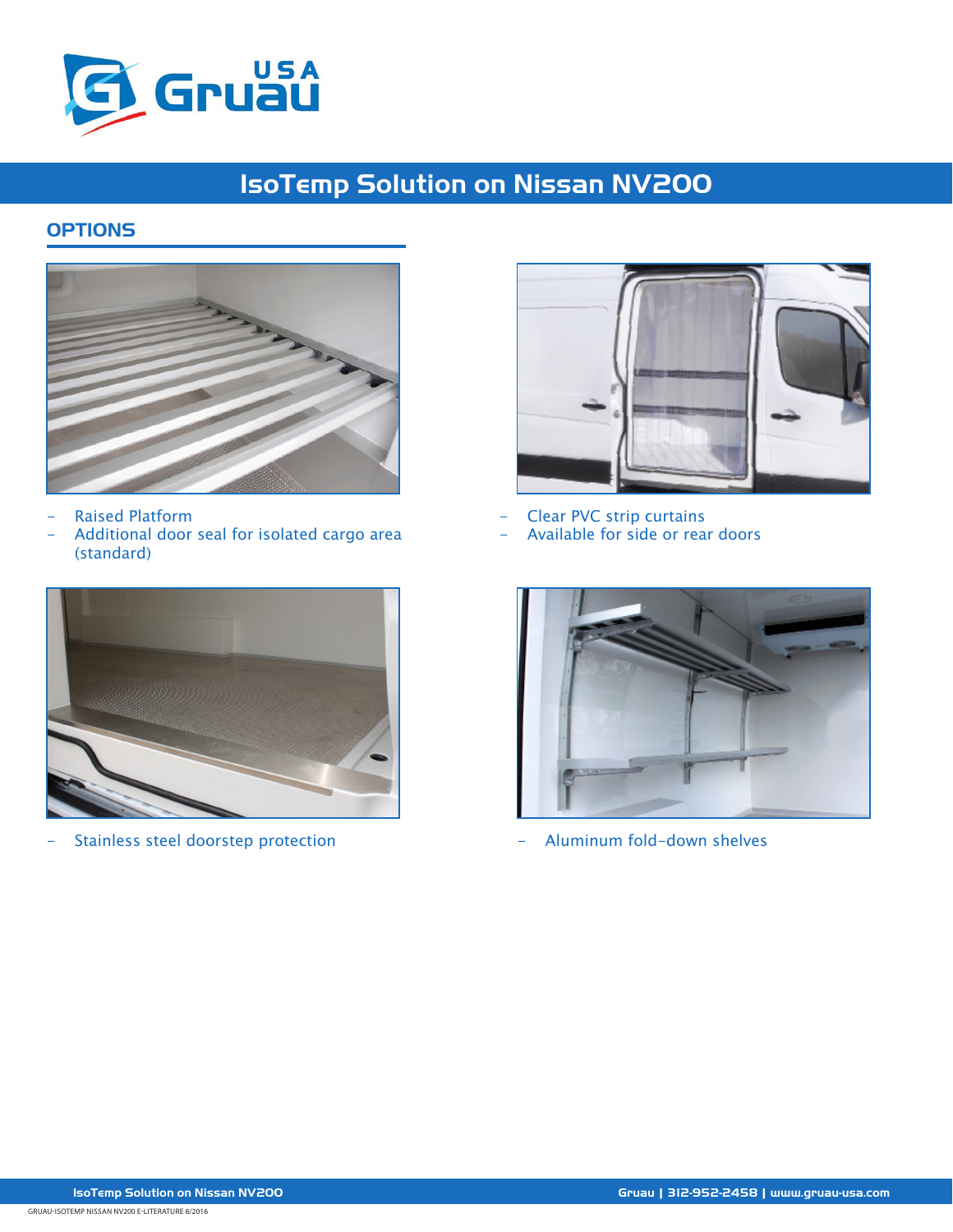Gruau USA

# IsoTemp Solution on Nissan NV200

## OPTIONS

- Raised Platform
- Additional door seal for isolated cargo area (standard)

- Clear PVC strip curtains
- Available for side or rear doors

- Stainless steel doorstep protection

- Aluminum fold-down shelves

GRUAU-ISOTEMP NISSAN NV200 E-LITERATURE 8/2016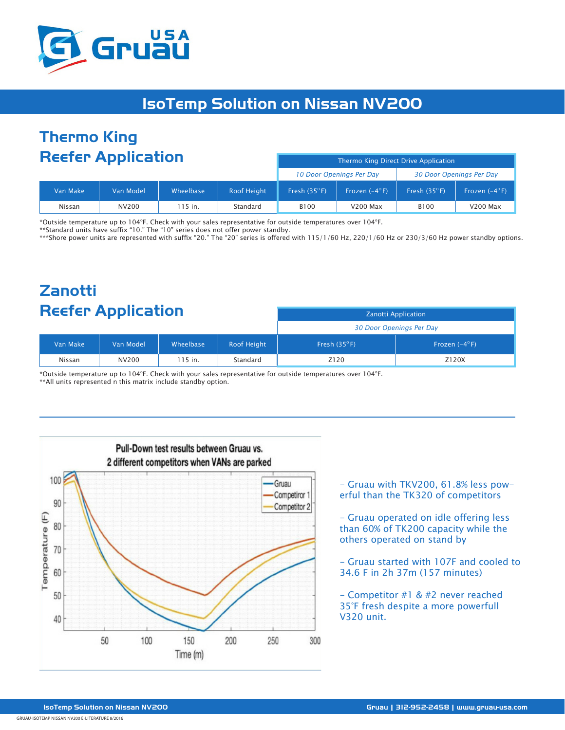# IsoTemp Solution on Nissan NV200

## Thermo King Reefer Application

| | | | | Thermo King Direct Drive Application | | | |
|---|---|---|---|---|---|---|---|
| | | | | *10 Door Openings Per Day* | | *30 Door Openings Per Day* | |
| Van Make | Van Model | Wheelbase | Roof Height | Fresh (35°F) | Frozen (-4°F) | Fresh (35°F) | Frozen (-4°F) |
| Nissan | NV200 | 115 in. | Standard | B100 | V200 Max | B100 | V200 Max |

*Outside temperature up to 104°F. Check with your sales representative for outside temperatures over 104°F.
**Standard units have suffix "10." The "10" series does not offer power standby.
***Shore power units are represented with suffix "20." The "20" series is offered with 115/1/60 Hz, 220/1/60 Hz or 230/3/60 Hz power standby options.

## Zanotti Reefer Application

| | | | | Zanotti Application | |
|---|---|---|---|---|---|
| | | | | *30 Door Openings Per Day* | |
| Van Make | Van Model | Wheelbase | Roof Height | Fresh (35°F) | Frozen (-4°F) |
| Nissan | NV200 | 115 in. | Standard | Z120 | Z120X |

*Outside temperature up to 104°F. Check with your sales representative for outside temperatures over 104°F.
**All units represented n this matrix include standby option.

**Pull-Down test results between Gruau vs. 2 different competitors when VANs are parked**

- Gruau with TKV200, 61.8% less powerful than the TK320 of competitors
- Gruau operated on idle offering less than 60% of TK200 capacity while the others operated on stand by
- Gruau started with 107F and cooled to 34.6 F in 2h 37m (157 minutes)
- Competitor #1 & #2 never reached 35°F fresh despite a more powerfull V320 unit.

GRUAU-ISOTEMP NISSAN NV200 E-LITERATURE 8/2016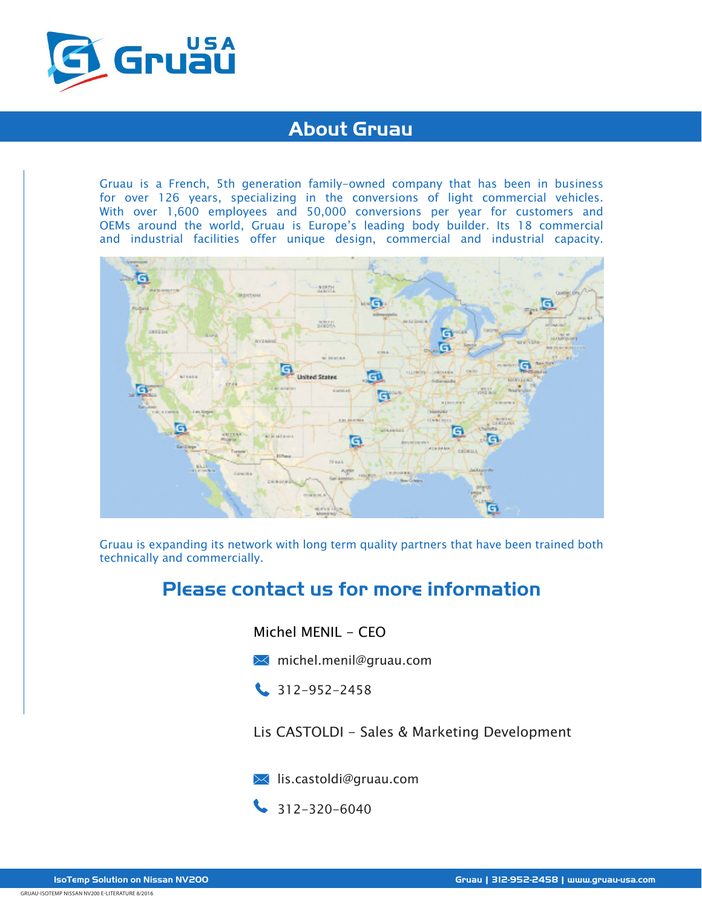# About Gruau

Gruau is a French, 5th generation family-owned company that has been in business for over 126 years, specializing in the conversions of light commercial vehicles. With over 1,600 employees and 50,000 conversions per year for customers and OEMs around the world, Gruau is Europe's leading body builder. Its 18 commercial and industrial facilities offer unique design, commercial and industrial capacity.

Gruau is expanding its network with long term quality partners that have been trained both technically and commercially.

## Please contact us for more information

Michel MENIL - CEO

michel.menil@gruau.com

312-952-2458

Lis CASTOLDI - Sales & Marketing Development

lis.castoldi@gruau.com

312-320-6040

IsoTemp Solution on Nissan NV200

Gruau | 312-952-2458 | www.gruau-usa.com

GRUAU-ISOTEMP NISSAN NV200 E-LITERATURE 8/2016